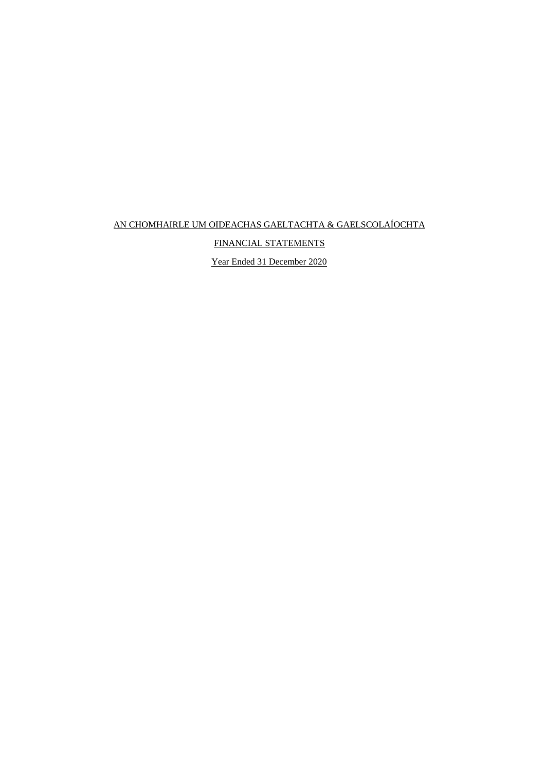# AN CHOMHAIRLE UM OIDEACHAS GAELTACHTA & GAELSCOLAÍOCHTA

## FINANCIAL STATEMENTS

### Year Ended 31 December 2020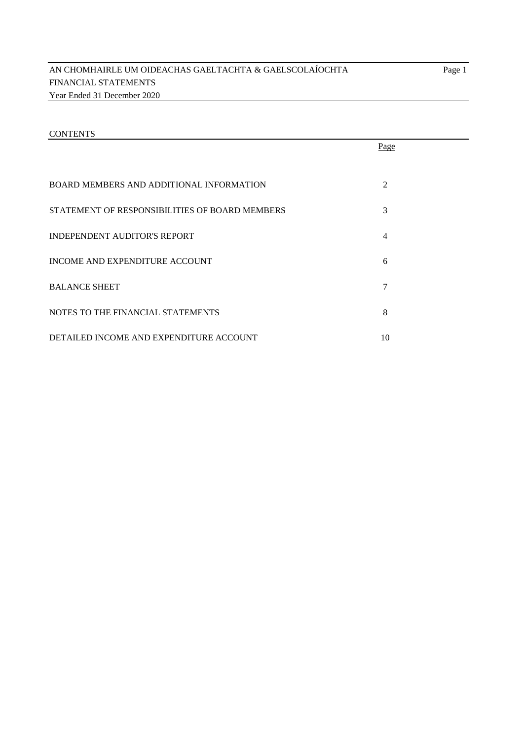# AN CHOMHAIRLE UM OIDEACHAS GAELTACHTA & GAELSCOLAÍOCHTA

FINANCIAL STATEMENTS

Year Ended 31 December 2020

## CONTENTS

| | Page |
|---|---|
| BOARD MEMBERS AND ADDITIONAL INFORMATION | 2 |
| STATEMENT OF RESPONSIBILITIES OF BOARD MEMBERS | 3 |
| INDEPENDENT AUDITOR'S REPORT | 4 |
| INCOME AND EXPENDITURE ACCOUNT | 6 |
| BALANCE SHEET | 7 |
| NOTES TO THE FINANCIAL STATEMENTS | 8 |
| DETAILED INCOME AND EXPENDITURE ACCOUNT | 10 |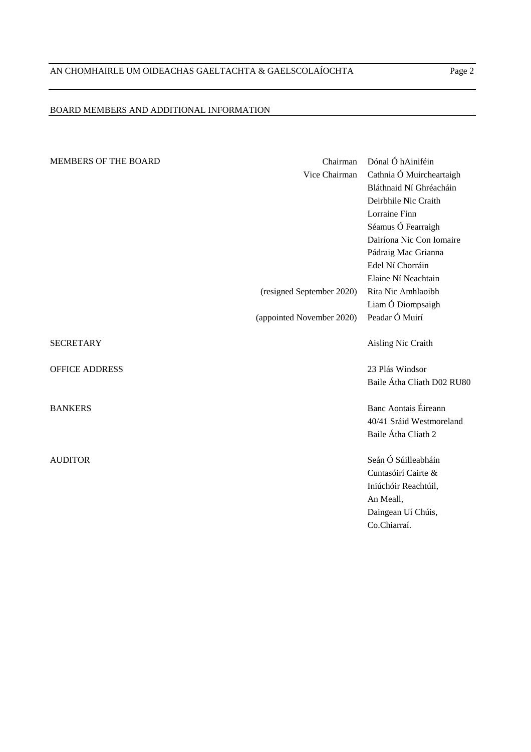## BOARD MEMBERS AND ADDITIONAL INFORMATION

| | | |
|---|---|---|
| MEMBERS OF THE BOARD | Chairman | Dónal Ó hAiniféin |
| | Vice Chairman | Cathnia Ó Muircheartaigh |
| | | Bláthnaid Ní Ghréacháin |
| | | Deirbhile Nic Craith |
| | | Lorraine Finn |
| | | Séamus Ó Fearraigh |
| | | Dairíona Nic Con Iomaire |
| | | Pádraig Mac Grianna |
| | | Edel Ní Chorráin |
| | | Elaine Ní Neachtain |
| | (resigned September 2020) | Rita Nic Amhlaoibh |
| | | Liam Ó Diompsaigh |
| | (appointed November 2020) | Peadar Ó Muirí |
| SECRETARY | | Aisling Nic Craith |
| OFFICE ADDRESS | | 23 Plás Windsor<br>Baile Átha Cliath D02 RU80 |
| BANKERS | | Banc Aontais Éireann<br>40/41 Sráid Westmoreland<br>Baile Átha Cliath 2 |
| AUDITOR | | Seán Ó Súilleabháin<br>Cuntasóirí Cairte &<br>Iniúchóir Reachtúil,<br>An Meall,<br>Daingean Uí Chúis,<br>Co.Chiarraí. |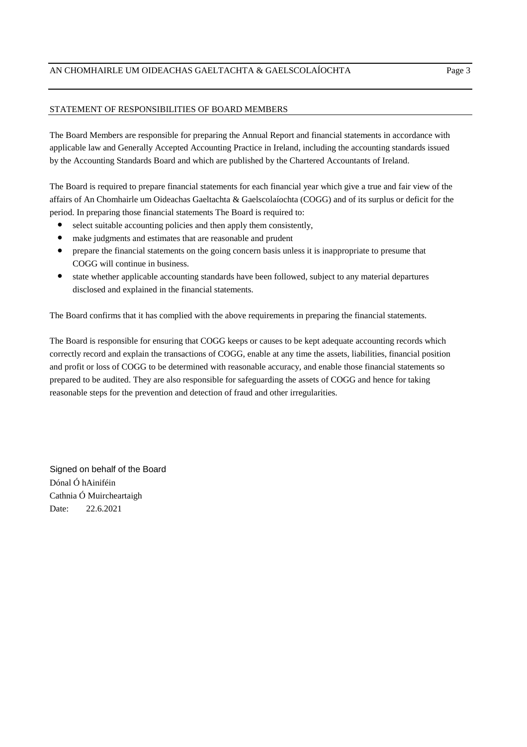## STATEMENT OF RESPONSIBILITIES OF BOARD MEMBERS

The Board Members are responsible for preparing the Annual Report and financial statements in accordance with applicable law and Generally Accepted Accounting Practice in Ireland, including the accounting standards issued by the Accounting Standards Board and which are published by the Chartered Accountants of Ireland.

The Board is required to prepare financial statements for each financial year which give a true and fair view of the affairs of An Chomhairle um Oideachas Gaeltachta & Gaelscolaíochta (COGG) and of its surplus or deficit for the period. In preparing those financial statements The Board is required to:

- select suitable accounting policies and then apply them consistently,
- make judgments and estimates that are reasonable and prudent
- prepare the financial statements on the going concern basis unless it is inappropriate to presume that COGG will continue in business.
- state whether applicable accounting standards have been followed, subject to any material departures disclosed and explained in the financial statements.

The Board confirms that it has complied with the above requirements in preparing the financial statements.

The Board is responsible for ensuring that COGG keeps or causes to be kept adequate accounting records which correctly record and explain the transactions of COGG, enable at any time the assets, liabilities, financial position and profit or loss of COGG to be determined with reasonable accuracy, and enable those financial statements so prepared to be audited. They are also responsible for safeguarding the assets of COGG and hence for taking reasonable steps for the prevention and detection of fraud and other irregularities.

Signed on behalf of the Board
Dónal Ó hAiniféin
Cathnia Ó Muircheartaigh
Date: 22.6.2021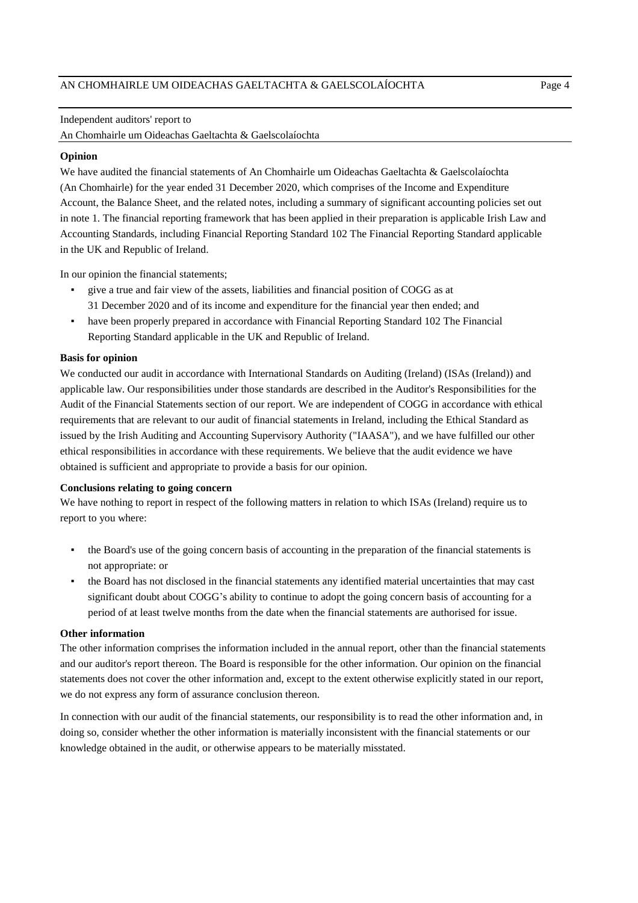Independent auditors' report to
An Chomhairle um Oideachas Gaeltachta & Gaelscolaíochta

**Opinion**

We have audited the financial statements of An Chomhairle um Oideachas Gaeltachta & Gaelscolaíochta (An Chomhairle) for the year ended 31 December 2020, which comprises of the Income and Expenditure Account, the Balance Sheet, and the related notes, including a summary of significant accounting policies set out in note 1. The financial reporting framework that has been applied in their preparation is applicable Irish Law and Accounting Standards, including Financial Reporting Standard 102 The Financial Reporting Standard applicable in the UK and Republic of Ireland.

In our opinion the financial statements;

- give a true and fair view of the assets, liabilities and financial position of COGG as at 31 December 2020 and of its income and expenditure for the financial year then ended; and
- have been properly prepared in accordance with Financial Reporting Standard 102 The Financial Reporting Standard applicable in the UK and Republic of Ireland.

**Basis for opinion**

We conducted our audit in accordance with International Standards on Auditing (Ireland) (ISAs (Ireland)) and applicable law. Our responsibilities under those standards are described in the Auditor's Responsibilities for the Audit of the Financial Statements section of our report. We are independent of COGG in accordance with ethical requirements that are relevant to our audit of financial statements in Ireland, including the Ethical Standard as issued by the Irish Auditing and Accounting Supervisory Authority ("IAASA"), and we have fulfilled our other ethical responsibilities in accordance with these requirements. We believe that the audit evidence we have obtained is sufficient and appropriate to provide a basis for our opinion.

**Conclusions relating to going concern**

We have nothing to report in respect of the following matters in relation to which ISAs (Ireland) require us to report to you where:

- the Board's use of the going concern basis of accounting in the preparation of the financial statements is not appropriate: or
- the Board has not disclosed in the financial statements any identified material uncertainties that may cast significant doubt about COGG's ability to continue to adopt the going concern basis of accounting for a period of at least twelve months from the date when the financial statements are authorised for issue.

**Other information**

The other information comprises the information included in the annual report, other than the financial statements and our auditor's report thereon. The Board is responsible for the other information. Our opinion on the financial statements does not cover the other information and, except to the extent otherwise explicitly stated in our report, we do not express any form of assurance conclusion thereon.

In connection with our audit of the financial statements, our responsibility is to read the other information and, in doing so, consider whether the other information is materially inconsistent with the financial statements or our knowledge obtained in the audit, or otherwise appears to be materially misstated.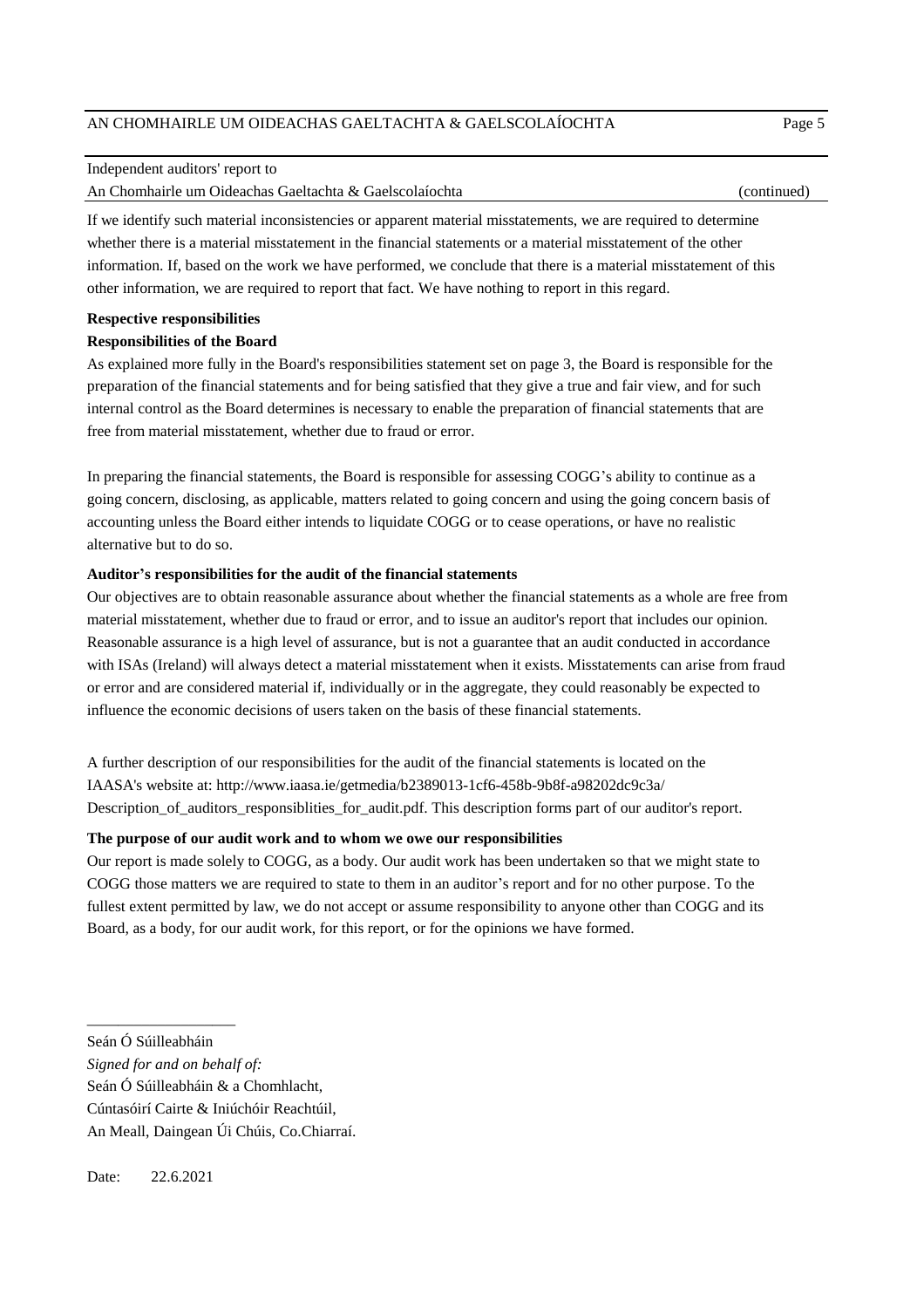Independent auditors' report to
An Chomhairle um Oideachas Gaeltachta & Gaelscolaíochta (continued)

If we identify such material inconsistencies or apparent material misstatements, we are required to determine whether there is a material misstatement in the financial statements or a material misstatement of the other information. If, based on the work we have performed, we conclude that there is a material misstatement of this other information, we are required to report that fact. We have nothing to report in this regard.

**Respective responsibilities**

**Responsibilities of the Board**

As explained more fully in the Board's responsibilities statement set on page 3, the Board is responsible for the preparation of the financial statements and for being satisfied that they give a true and fair view, and for such internal control as the Board determines is necessary to enable the preparation of financial statements that are free from material misstatement, whether due to fraud or error.

In preparing the financial statements, the Board is responsible for assessing COGG's ability to continue as a going concern, disclosing, as applicable, matters related to going concern and using the going concern basis of accounting unless the Board either intends to liquidate COGG or to cease operations, or have no realistic alternative but to do so.

**Auditor's responsibilities for the audit of the financial statements**

Our objectives are to obtain reasonable assurance about whether the financial statements as a whole are free from material misstatement, whether due to fraud or error, and to issue an auditor's report that includes our opinion. Reasonable assurance is a high level of assurance, but is not a guarantee that an audit conducted in accordance with ISAs (Ireland) will always detect a material misstatement when it exists. Misstatements can arise from fraud or error and are considered material if, individually or in the aggregate, they could reasonably be expected to influence the economic decisions of users taken on the basis of these financial statements.

A further description of our responsibilities for the audit of the financial statements is located on the IAASA's website at: http://www.iaasa.ie/getmedia/b2389013-1cf6-458b-9b8f-a98202dc9c3a/Description_of_auditors_responsiblities_for_audit.pdf. This description forms part of our auditor's report.

**The purpose of our audit work and to whom we owe our responsibilities**

Our report is made solely to COGG, as a body. Our audit work has been undertaken so that we might state to COGG those matters we are required to state to them in an auditor's report and for no other purpose. To the fullest extent permitted by law, we do not accept or assume responsibility to anyone other than COGG and its Board, as a body, for our audit work, for this report, or for the opinions we have formed.

\_\_\_\_\_\_\_\_\_\_\_\_\_\_\_\_\_\_\_

Seán Ó Súilleabháin
*Signed for and on behalf of:*
Seán Ó Súilleabháin & a Chomhlacht,
Cúntasóirí Cairte & Iniúchóir Reachtúil,
An Meall, Daingean Úi Chúis, Co.Chiarraí.

Date: 22.6.2021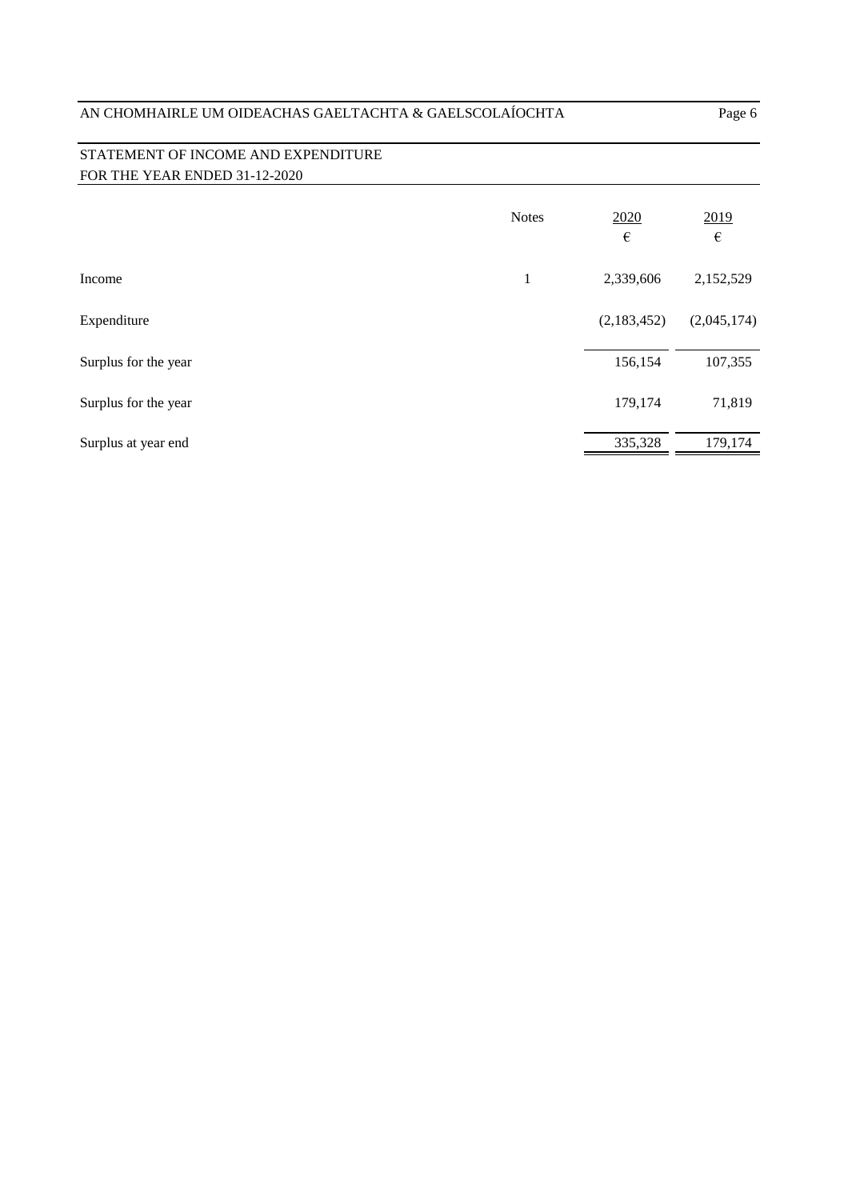## STATEMENT OF INCOME AND EXPENDITURE
## FOR THE YEAR ENDED 31-12-2020

| | Notes | 2020<br>€ | 2019<br>€ |
|---|---|---|---|
| Income | 1 | 2,339,606 | 2,152,529 |
| Expenditure | | (2,183,452) | (2,045,174) |
| Surplus for the year | | 156,154 | 107,355 |
| Surplus for the year | | 179,174 | 71,819 |
| Surplus at year end | | 335,328 | 179,174 |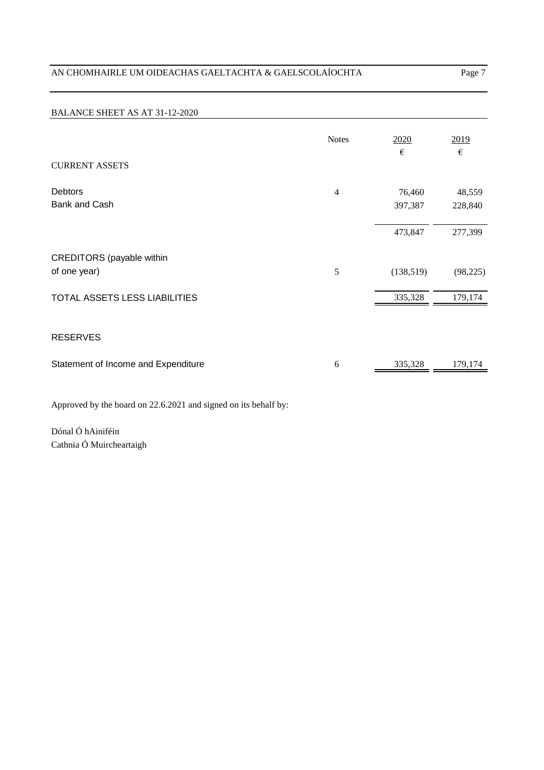## BALANCE SHEET AS AT 31-12-2020

| | Notes | 2020<br>€ | 2019<br>€ |
|---|---|---|---|
| **CURRENT ASSETS** | | | |
| Debtors | 4 | 76,460 | 48,559 |
| Bank and Cash | | 397,387 | 228,840 |
| | | 473,847 | 277,399 |
| CREDITORS (payable within of one year) | 5 | (138,519) | (98,225) |
| TOTAL ASSETS LESS LIABILITIES | | 335,328 | 179,174 |
| **RESERVES** | | | |
| Statement of Income and Expenditure | 6 | 335,328 | 179,174 |

Approved by the board on 22.6.2021 and signed on its behalf by:

Dónal Ó hAiniféin
Cathnia Ó Muircheartaigh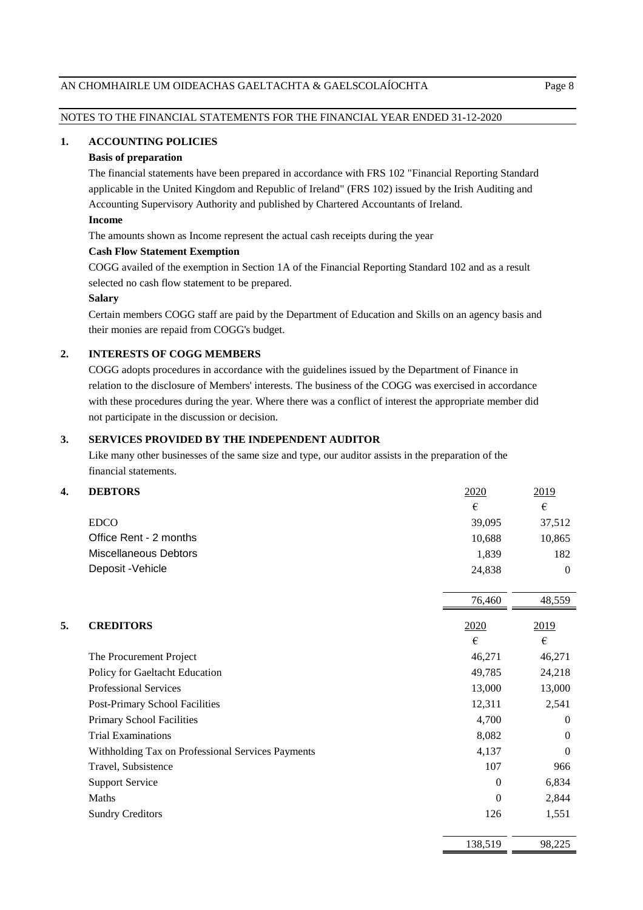## NOTES TO THE FINANCIAL STATEMENTS FOR THE FINANCIAL YEAR ENDED 31-12-2020

### 1. ACCOUNTING POLICIES

**Basis of preparation**

The financial statements have been prepared in accordance with FRS 102 "Financial Reporting Standard applicable in the United Kingdom and Republic of Ireland" (FRS 102) issued by the Irish Auditing and Accounting Supervisory Authority and published by Chartered Accountants of Ireland.

**Income**

The amounts shown as Income represent the actual cash receipts during the year

**Cash Flow Statement Exemption**

COGG availed of the exemption in Section 1A of the Financial Reporting Standard 102 and as a result selected no cash flow statement to be prepared.

**Salary**

Certain members COGG staff are paid by the Department of Education and Skills on an agency basis and their monies are repaid from COGG's budget.

### 2. INTERESTS OF COGG MEMBERS

COGG adopts procedures in accordance with the guidelines issued by the Department of Finance in relation to the disclosure of Members' interests. The business of the COGG was exercised in accordance with these procedures during the year. Where there was a conflict of interest the appropriate member did not participate in the discussion or decision.

### 3. SERVICES PROVIDED BY THE INDEPENDENT AUDITOR

Like many other businesses of the same size and type, our auditor assists in the preparation of the financial statements.

### 4. DEBTORS

| | 2020 | 2019 |
|---|---|---|
| | € | € |
| EDCO | 39,095 | 37,512 |
| Office Rent - 2 months | 10,688 | 10,865 |
| Miscellaneous Debtors | 1,839 | 182 |
| Deposit -Vehicle | 24,838 | 0 |
| | 76,460 | 48,559 |

### 5. CREDITORS

| | 2020 | 2019 |
|---|---|---|
| | € | € |
| The Procurement Project | 46,271 | 46,271 |
| Policy for Gaeltacht Education | 49,785 | 24,218 |
| Professional Services | 13,000 | 13,000 |
| Post-Primary School Facilities | 12,311 | 2,541 |
| Primary School Facilities | 4,700 | 0 |
| Trial Examinations | 8,082 | 0 |
| Withholding Tax on Professional Services Payments | 4,137 | 0 |
| Travel, Subsistence | 107 | 966 |
| Support Service | 0 | 6,834 |
| Maths | 0 | 2,844 |
| Sundry Creditors | 126 | 1,551 |
| | 138,519 | 98,225 |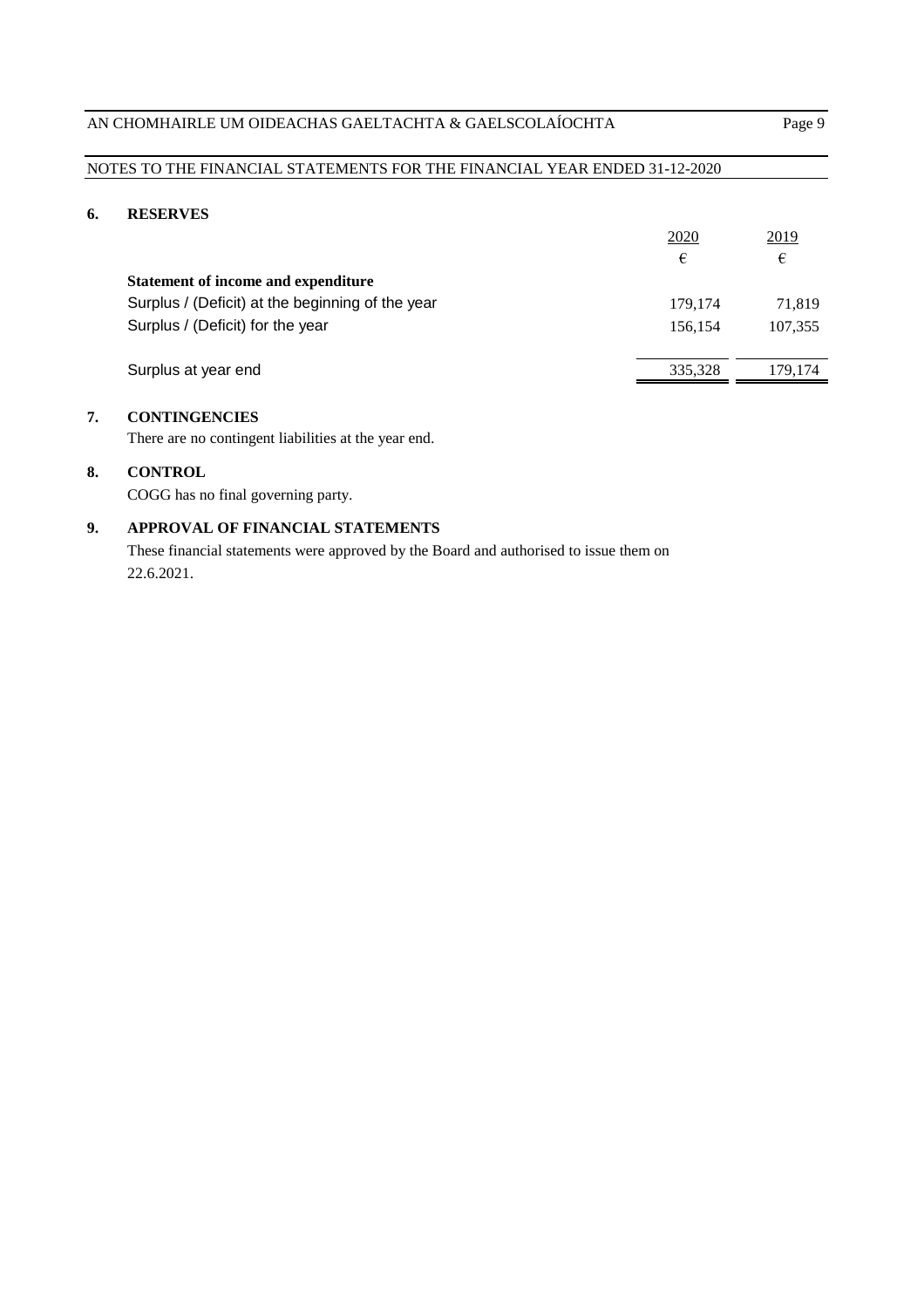NOTES TO THE FINANCIAL STATEMENTS FOR THE FINANCIAL YEAR ENDED 31-12-2020

## 6. RESERVES

| | 2020 | 2019 |
|---|---|---|
| | € | € |
| **Statement of income and expenditure** | | |
| Surplus / (Deficit) at the beginning of the year | 179,174 | 71,819 |
| Surplus / (Deficit) for the year | 156,154 | 107,355 |
| Surplus at year end | 335,328 | 179,174 |

## 7. CONTINGENCIES

There are no contingent liabilities at the year end.

## 8. CONTROL

COGG has no final governing party.

## 9. APPROVAL OF FINANCIAL STATEMENTS

These financial statements were approved by the Board and authorised to issue them on 22.6.2021.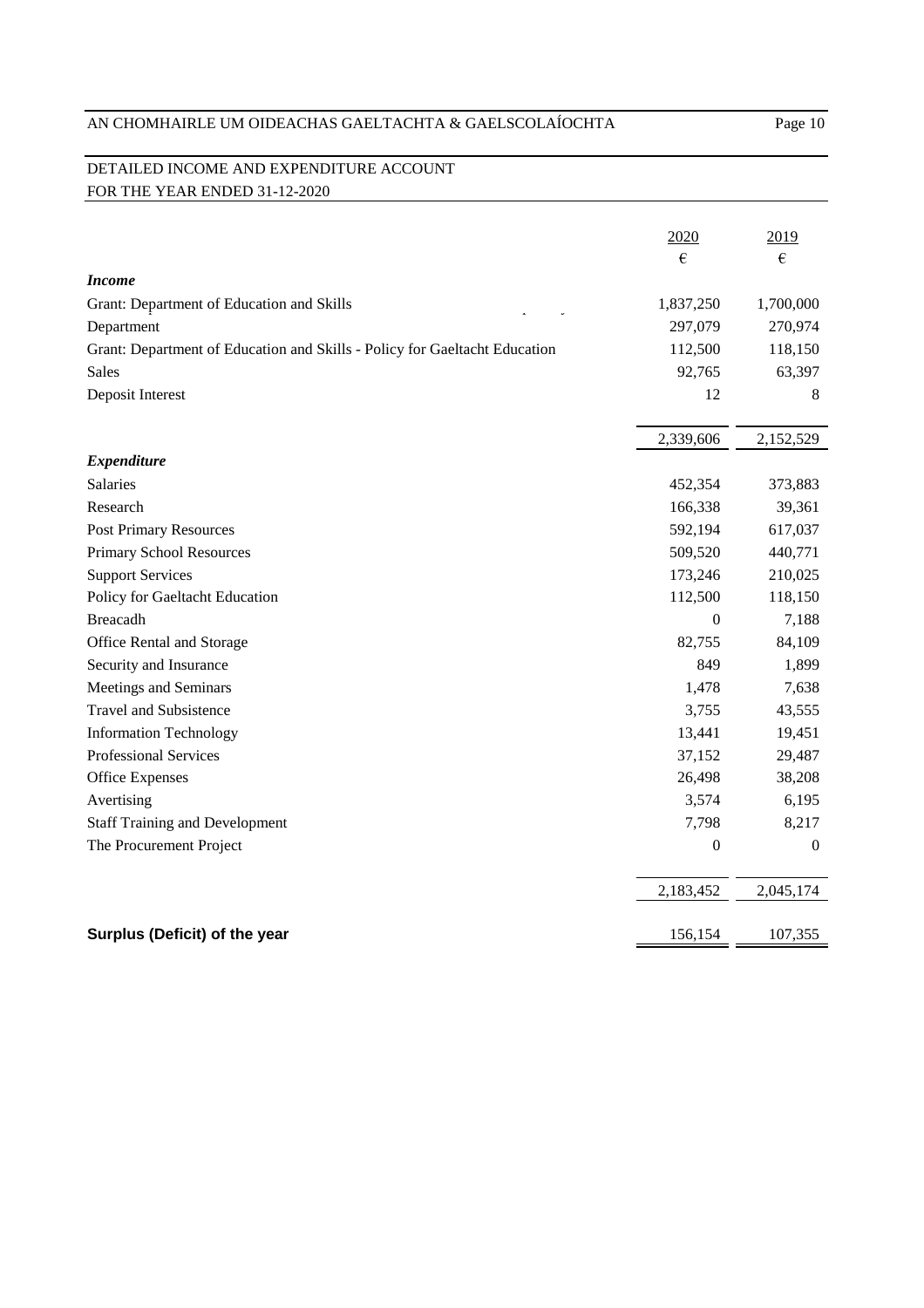AN CHOMHAIRLE UM OIDEACHAS GAELTACHTA & GAELSCOLAÍOCHTA

## DETAILED INCOME AND EXPENDITURE ACCOUNT
## FOR THE YEAR ENDED 31-12-2020

| | 2020 | 2019 |
|---|---|---|
| | € | € |
| ***Income*** | | |
| Grant: Department of Education and Skills | 1,837,250 | 1,700,000 |
| Department | 297,079 | 270,974 |
| Grant: Department of Education and Skills - Policy for Gaeltacht Education | 112,500 | 118,150 |
| Sales | 92,765 | 63,397 |
| Deposit Interest | 12 | 8 |
| | 2,339,606 | 2,152,529 |
| ***Expenditure*** | | |
| Salaries | 452,354 | 373,883 |
| Research | 166,338 | 39,361 |
| Post Primary Resources | 592,194 | 617,037 |
| Primary School Resources | 509,520 | 440,771 |
| Support Services | 173,246 | 210,025 |
| Policy for Gaeltacht Education | 112,500 | 118,150 |
| Breacadh | 0 | 7,188 |
| Office Rental and Storage | 82,755 | 84,109 |
| Security and Insurance | 849 | 1,899 |
| Meetings and Seminars | 1,478 | 7,638 |
| Travel and Subsistence | 3,755 | 43,555 |
| Information Technology | 13,441 | 19,451 |
| Professional Services | 37,152 | 29,487 |
| Office Expenses | 26,498 | 38,208 |
| Avertising | 3,574 | 6,195 |
| Staff Training and Development | 7,798 | 8,217 |
| The Procurement Project | 0 | 0 |
| | 2,183,452 | 2,045,174 |
| **Surplus (Deficit) of the year** | 156,154 | 107,355 |